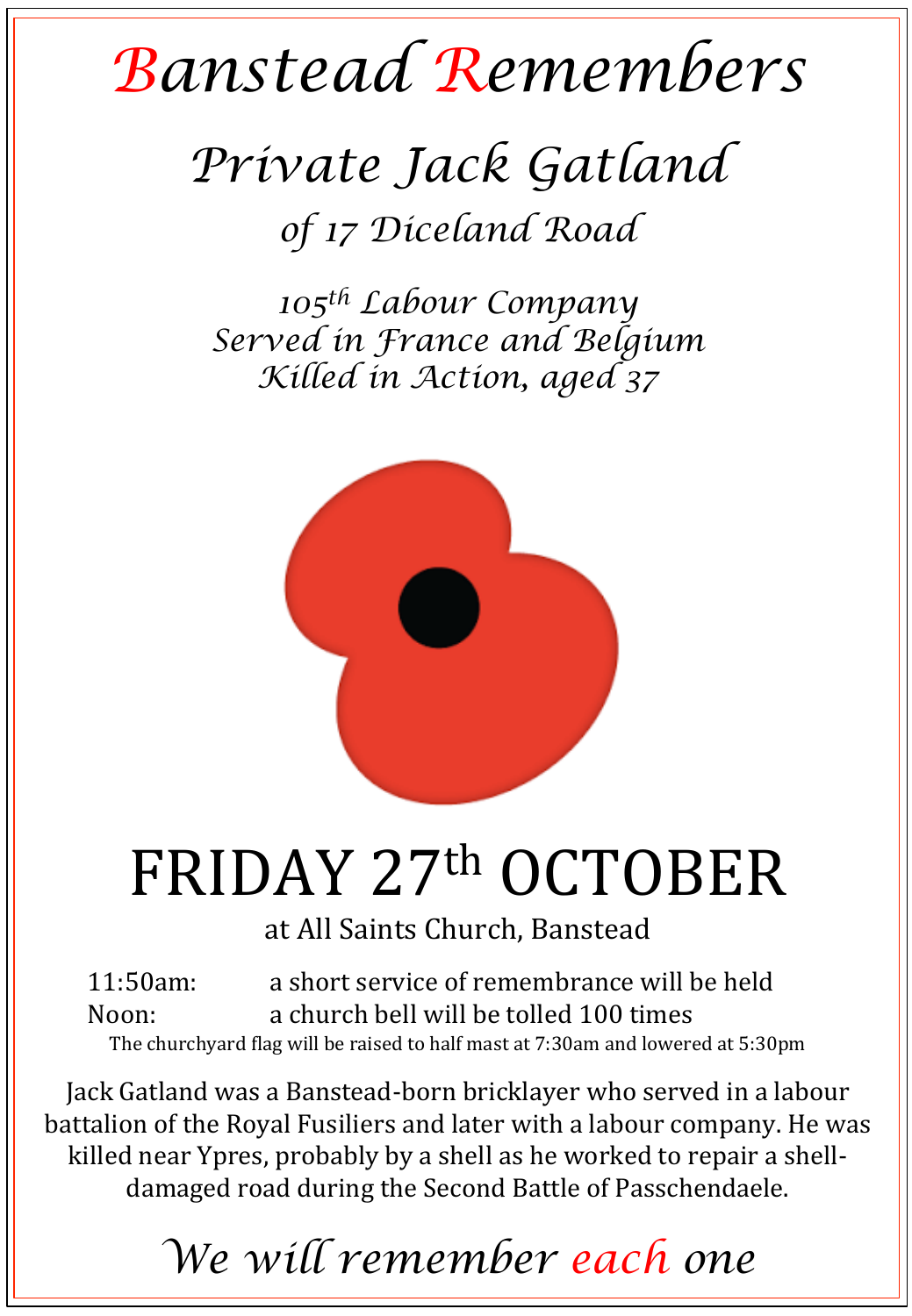# Banstead Remembers

## *Private Jack Gatland*

*of 17 Diceland Road*

*105th Labour Company*
*Served in France and Belgium*
*Killed in Action, aged 37*

# FRIDAY 27th OCTOBER

at All Saints Church, Banstead

11:50am: a short service of remembrance will be held
Noon: a church bell will be tolled 100 times

The churchyard flag will be raised to half mast at 7:30am and lowered at 5:30pm

Jack Gatland was a Banstead-born bricklayer who served in a labour battalion of the Royal Fusiliers and later with a labour company. He was killed near Ypres, probably by a shell as he worked to repair a shell-damaged road during the Second Battle of Passchendaele.

*We will remember each one*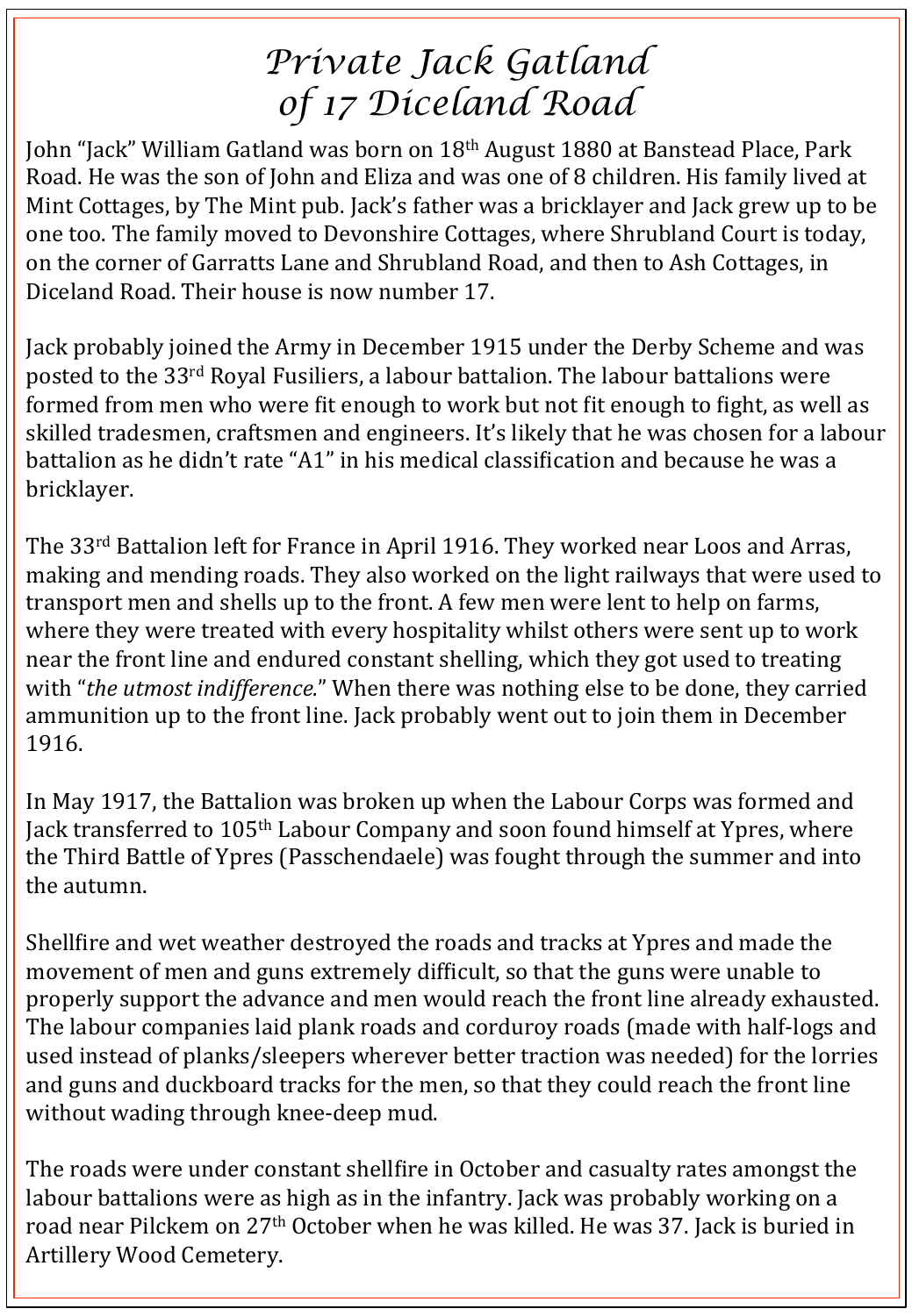# Private Jack Gatland of 17 Diceland Road

John "Jack" William Gatland was born on 18th August 1880 at Banstead Place, Park Road. He was the son of John and Eliza and was one of 8 children. His family lived at Mint Cottages, by The Mint pub. Jack's father was a bricklayer and Jack grew up to be one too. The family moved to Devonshire Cottages, where Shrubland Court is today, on the corner of Garratts Lane and Shrubland Road, and then to Ash Cottages, in Diceland Road. Their house is now number 17.

Jack probably joined the Army in December 1915 under the Derby Scheme and was posted to the 33rd Royal Fusiliers, a labour battalion. The labour battalions were formed from men who were fit enough to work but not fit enough to fight, as well as skilled tradesmen, craftsmen and engineers. It's likely that he was chosen for a labour battalion as he didn't rate "A1" in his medical classification and because he was a bricklayer.

The 33rd Battalion left for France in April 1916. They worked near Loos and Arras, making and mending roads. They also worked on the light railways that were used to transport men and shells up to the front. A few men were lent to help on farms, where they were treated with every hospitality whilst others were sent up to work near the front line and endured constant shelling, which they got used to treating with "*the utmost indifference.*" When there was nothing else to be done, they carried ammunition up to the front line. Jack probably went out to join them in December 1916.

In May 1917, the Battalion was broken up when the Labour Corps was formed and Jack transferred to 105th Labour Company and soon found himself at Ypres, where the Third Battle of Ypres (Passchendaele) was fought through the summer and into the autumn.

Shellfire and wet weather destroyed the roads and tracks at Ypres and made the movement of men and guns extremely difficult, so that the guns were unable to properly support the advance and men would reach the front line already exhausted. The labour companies laid plank roads and corduroy roads (made with half-logs and used instead of planks/sleepers wherever better traction was needed) for the lorries and guns and duckboard tracks for the men, so that they could reach the front line without wading through knee-deep mud.

The roads were under constant shellfire in October and casualty rates amongst the labour battalions were as high as in the infantry. Jack was probably working on a road near Pilckem on 27th October when he was killed. He was 37. Jack is buried in Artillery Wood Cemetery.